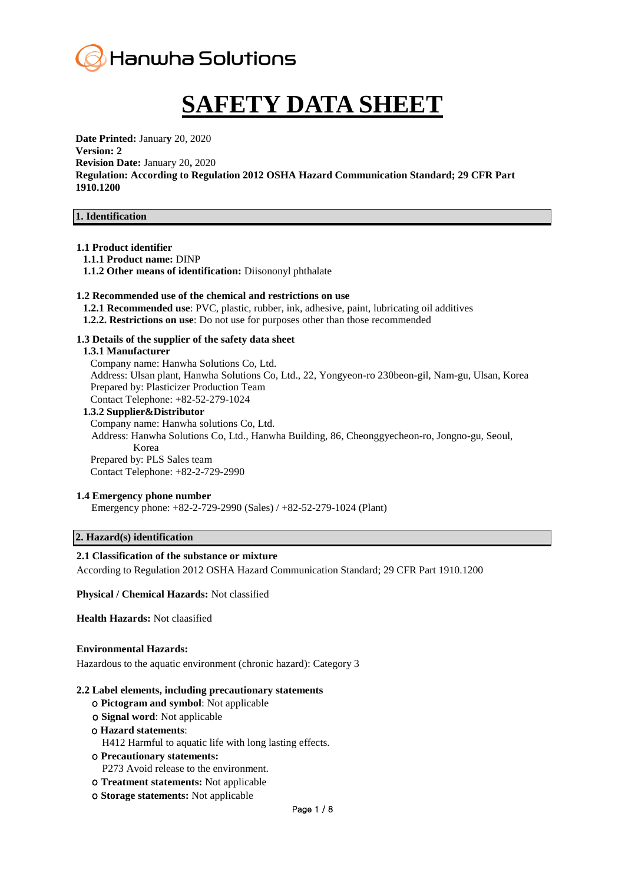Hanwha Solutions

# SAFETY DATA SHEET

**Date Printed:** January 20, 2020
**Version: 2**
**Revision Date:** January 20**,** 2020
**Regulation: According to Regulation 2012 OSHA Hazard Communication Standard; 29 CFR Part 1910.1200**

## 1. Identification

**1.1 Product identifier**

**1.1.1 Product name:** DINP

**1.1.2 Other means of identification:** Diisononyl phthalate

**1.2 Recommended use of the chemical and restrictions on use**

**1.2.1 Recommended use**: PVC, plastic, rubber, ink, adhesive, paint, lubricating oil additives

**1.2.2. Restrictions on use**: Do not use for purposes other than those recommended

**1.3 Details of the supplier of the safety data sheet**

**1.3.1 Manufacturer**

Company name: Hanwha Solutions Co, Ltd.
Address: Ulsan plant, Hanwha Solutions Co, Ltd., 22, Yongyeon-ro 230beon-gil, Nam-gu, Ulsan, Korea
Prepared by: Plasticizer Production Team
Contact Telephone: +82-52-279-1024

**1.3.2 Supplier&Distributor**

Company name: Hanwha solutions Co, Ltd.
Address: Hanwha Solutions Co, Ltd., Hanwha Building, 86, Cheonggyecheon-ro, Jongno-gu, Seoul, Korea
Prepared by: PLS Sales team
Contact Telephone: +82-2-729-2990

**1.4 Emergency phone number**

Emergency phone: +82-2-729-2990 (Sales) / +82-52-279-1024 (Plant)

## 2. Hazard(s) identification

**2.1 Classification of the substance or mixture**

According to Regulation 2012 OSHA Hazard Communication Standard; 29 CFR Part 1910.1200

**Physical / Chemical Hazards:** Not classified

**Health Hazards:** Not claasified

**Environmental Hazards:**

Hazardous to the aquatic environment (chronic hazard): Category 3

**2.2 Label elements, including precautionary statements**

- **Pictogram and symbol**: Not applicable
- **Signal word**: Not applicable
- **Hazard statements**:
  H412 Harmful to aquatic life with long lasting effects.
- **Precautionary statements:**
  P273 Avoid release to the environment.
- **Treatment statements:** Not applicable
- **Storage statements:** Not applicable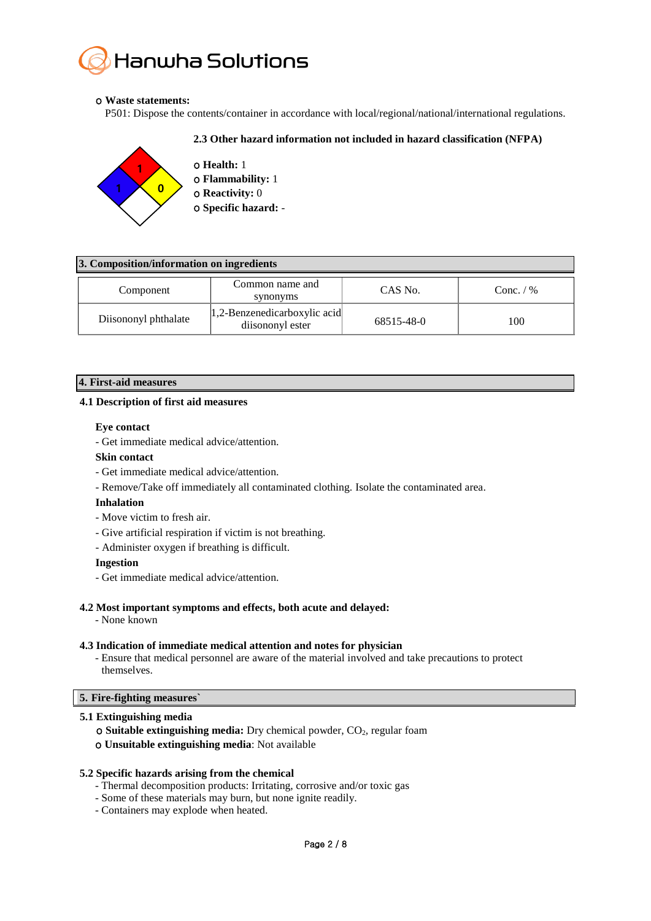○ **Waste statements:**

P501: Dispose the contents/container in accordance with local/regional/national/international regulations.

**2.3 Other hazard information not included in hazard classification (NFPA)**

○ **Health:** 1
○ **Flammability:** 1
○ **Reactivity:** 0
○ **Specific hazard:** -

## 3. Composition/information on ingredients

| Component | Common name and synonyms | CAS No. | Conc. / % |
|---|---|---|---|
| Diisononyl phthalate | 1,2-Benzenedicarboxylic acid diisononyl ester | 68515-48-0 | 100 |

## 4. First-aid measures

### 4.1 Description of first aid measures

**Eye contact**

- Get immediate medical advice/attention.

**Skin contact**

- Get immediate medical advice/attention.
- Remove/Take off immediately all contaminated clothing. Isolate the contaminated area.

**Inhalation**

- Move victim to fresh air.
- Give artificial respiration if victim is not breathing.
- Administer oxygen if breathing is difficult.

**Ingestion**

- Get immediate medical advice/attention.

### 4.2 Most important symptoms and effects, both acute and delayed:

- None known

### 4.3 Indication of immediate medical attention and notes for physician

- Ensure that medical personnel are aware of the material involved and take precautions to protect themselves.

## 5. Fire-fighting measures`

### 5.1 Extinguishing media

○ **Suitable extinguishing media:** Dry chemical powder, $CO_2$, regular foam
○ **Unsuitable extinguishing media**: Not available

### 5.2 Specific hazards arising from the chemical

- Thermal decomposition products: Irritating, corrosive and/or toxic gas
- Some of these materials may burn, but none ignite readily.
- Containers may explode when heated.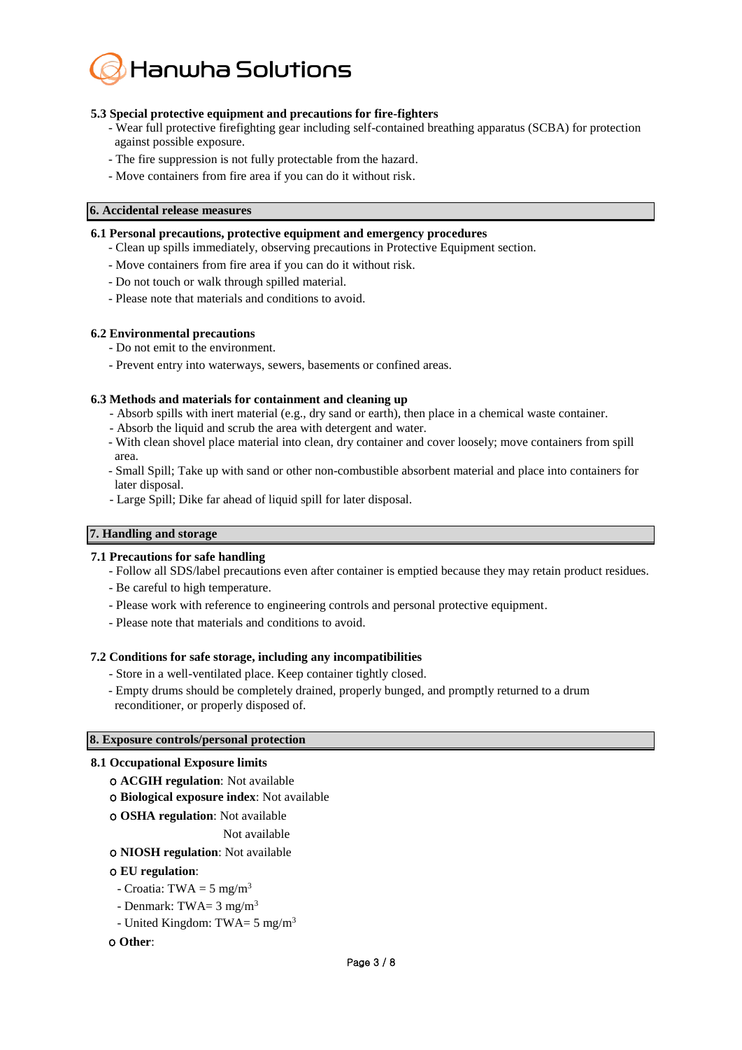### 5.3 Special protective equipment and precautions for fire-fighters

- Wear full protective firefighting gear including self-contained breathing apparatus (SCBA) for protection against possible exposure.
- The fire suppression is not fully protectable from the hazard.
- Move containers from fire area if you can do it without risk.

## 6. Accidental release measures

### 6.1 Personal precautions, protective equipment and emergency procedures

- Clean up spills immediately, observing precautions in Protective Equipment section.
- Move containers from fire area if you can do it without risk.
- Do not touch or walk through spilled material.
- Please note that materials and conditions to avoid.

### 6.2 Environmental precautions

- Do not emit to the environment.
- Prevent entry into waterways, sewers, basements or confined areas.

### 6.3 Methods and materials for containment and cleaning up

- Absorb spills with inert material (e.g., dry sand or earth), then place in a chemical waste container.
- Absorb the liquid and scrub the area with detergent and water.
- With clean shovel place material into clean, dry container and cover loosely; move containers from spill area.
- Small Spill; Take up with sand or other non-combustible absorbent material and place into containers for later disposal.
- Large Spill; Dike far ahead of liquid spill for later disposal.

## 7. Handling and storage

### 7.1 Precautions for safe handling

- Follow all SDS/label precautions even after container is emptied because they may retain product residues.
- Be careful to high temperature.
- Please work with reference to engineering controls and personal protective equipment.
- Please note that materials and conditions to avoid.

### 7.2 Conditions for safe storage, including any incompatibilities

- Store in a well-ventilated place. Keep container tightly closed.
- Empty drums should be completely drained, properly bunged, and promptly returned to a drum reconditioner, or properly disposed of.

## 8. Exposure controls/personal protection

### 8.1 Occupational Exposure limits

- **ACGIH regulation**: Not available
- **Biological exposure index**: Not available
- **OSHA regulation**: Not available

  Not available
- **NIOSH regulation**: Not available
- **EU regulation**:
  - Croatia: TWA = 5 mg/m$^3$
  - Denmark: TWA= 3 mg/m$^3$
  - United Kingdom: TWA= 5 mg/m$^3$
- **Other**: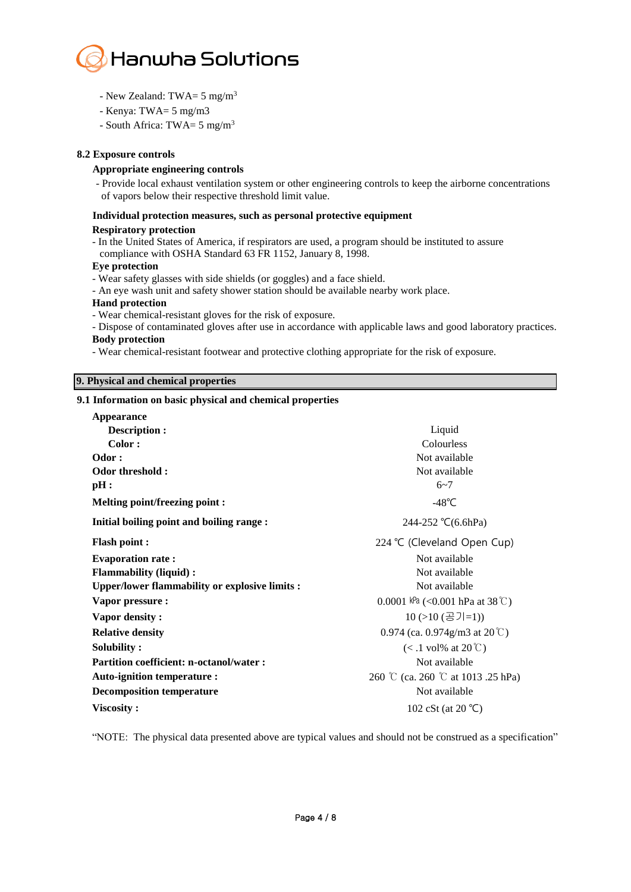- New Zealand: TWA= 5 $mg/m^3$
- Kenya: TWA= 5 mg/m3
- South Africa: TWA= 5 $mg/m^3$

**8.2 Exposure controls**

**Appropriate engineering controls**

- Provide local exhaust ventilation system or other engineering controls to keep the airborne concentrations of vapors below their respective threshold limit value.

**Individual protection measures, such as personal protective equipment**

**Respiratory protection**

- In the United States of America, if respirators are used, a program should be instituted to assure compliance with OSHA Standard 63 FR 1152, January 8, 1998.

**Eye protection**

- Wear safety glasses with side shields (or goggles) and a face shield.
- An eye wash unit and safety shower station should be available nearby work place.

**Hand protection**

- Wear chemical-resistant gloves for the risk of exposure.
- Dispose of contaminated gloves after use in accordance with applicable laws and good laboratory practices.

**Body protection**

- Wear chemical-resistant footwear and protective clothing appropriate for the risk of exposure.

## 9. Physical and chemical properties

**9.1 Information on basic physical and chemical properties**

| Property | Value |
|---|---|
| **Appearance** | |
| **Description :** | Liquid |
| **Color :** | Colourless |
| **Odor :** | Not available |
| **Odor threshold :** | Not available |
| **pH :** | 6~7 |
| **Melting point/freezing point :** | -48℃ |
| **Initial boiling point and boiling range :** | 244-252 ℃(6.6hPa) |
| **Flash point :** | 224 ℃ (Cleveland Open Cup) |
| **Evaporation rate :** | Not available |
| **Flammability (liquid) :** | Not available |
| **Upper/lower flammability or explosive limits :** | Not available |
| **Vapor pressure :** | 0.0001 ㎪ (<0.001 hPa at 38℃) |
| **Vapor density :** | 10 (>10 (공기=1)) |
| **Relative density** | 0.974 (ca. 0.974g/m3 at 20℃) |
| **Solubility :** | (< .1 vol% at 20℃) |
| **Partition coefficient: n-octanol/water :** | Not available |
| **Auto-ignition temperature :** | 260 ℃ (ca. 260 ℃ at 1013 .25 hPa) |
| **Decomposition temperature** | Not available |
| **Viscosity :** | 102 cSt (at 20 ℃) |

"NOTE: The physical data presented above are typical values and should not be construed as a specification"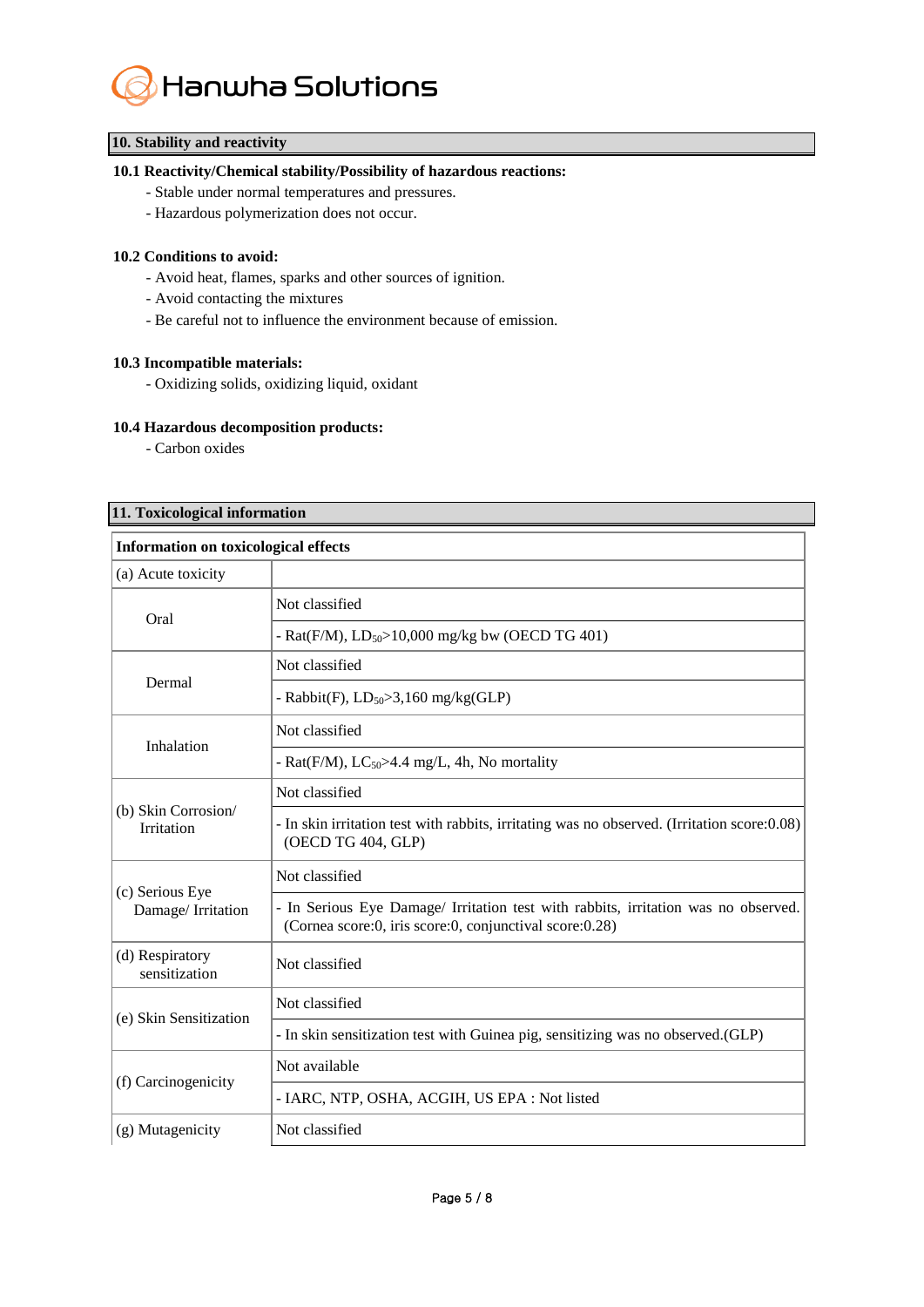## 10. Stability and reactivity

**10.1 Reactivity/Chemical stability/Possibility of hazardous reactions:**

- Stable under normal temperatures and pressures.
- Hazardous polymerization does not occur.

**10.2 Conditions to avoid:**

- Avoid heat, flames, sparks and other sources of ignition.
- Avoid contacting the mixtures
- Be careful not to influence the environment because of emission.

**10.3 Incompatible materials:**

- Oxidizing solids, oxidizing liquid, oxidant

**10.4 Hazardous decomposition products:**

- Carbon oxides

## 11. Toxicological information

| Information on toxicological effects | |
|---|---|
| (a) Acute toxicity | |
| Oral | Not classified |
| | - Rat(F/M), $LD_{50}$>10,000 mg/kg bw (OECD TG 401) |
| Dermal | Not classified |
| | - Rabbit(F), $LD_{50}$>3,160 mg/kg(GLP) |
| Inhalation | Not classified |
| | - Rat(F/M), $LC_{50}$>4.4 mg/L, 4h, No mortality |
| (b) Skin Corrosion/ Irritation | Not classified |
| | - In skin irritation test with rabbits, irritating was no observed. (Irritation score:0.08) (OECD TG 404, GLP) |
| (c) Serious Eye Damage/ Irritation | Not classified |
| | - In Serious Eye Damage/ Irritation test with rabbits, irritation was no observed. (Cornea score:0, iris score:0, conjunctival score:0.28) |
| (d) Respiratory sensitization | Not classified |
| (e) Skin Sensitization | Not classified |
| | - In skin sensitization test with Guinea pig, sensitizing was no observed.(GLP) |
| (f) Carcinogenicity | Not available |
| | - IARC, NTP, OSHA, ACGIH, US EPA : Not listed |
| (g) Mutagenicity | Not classified |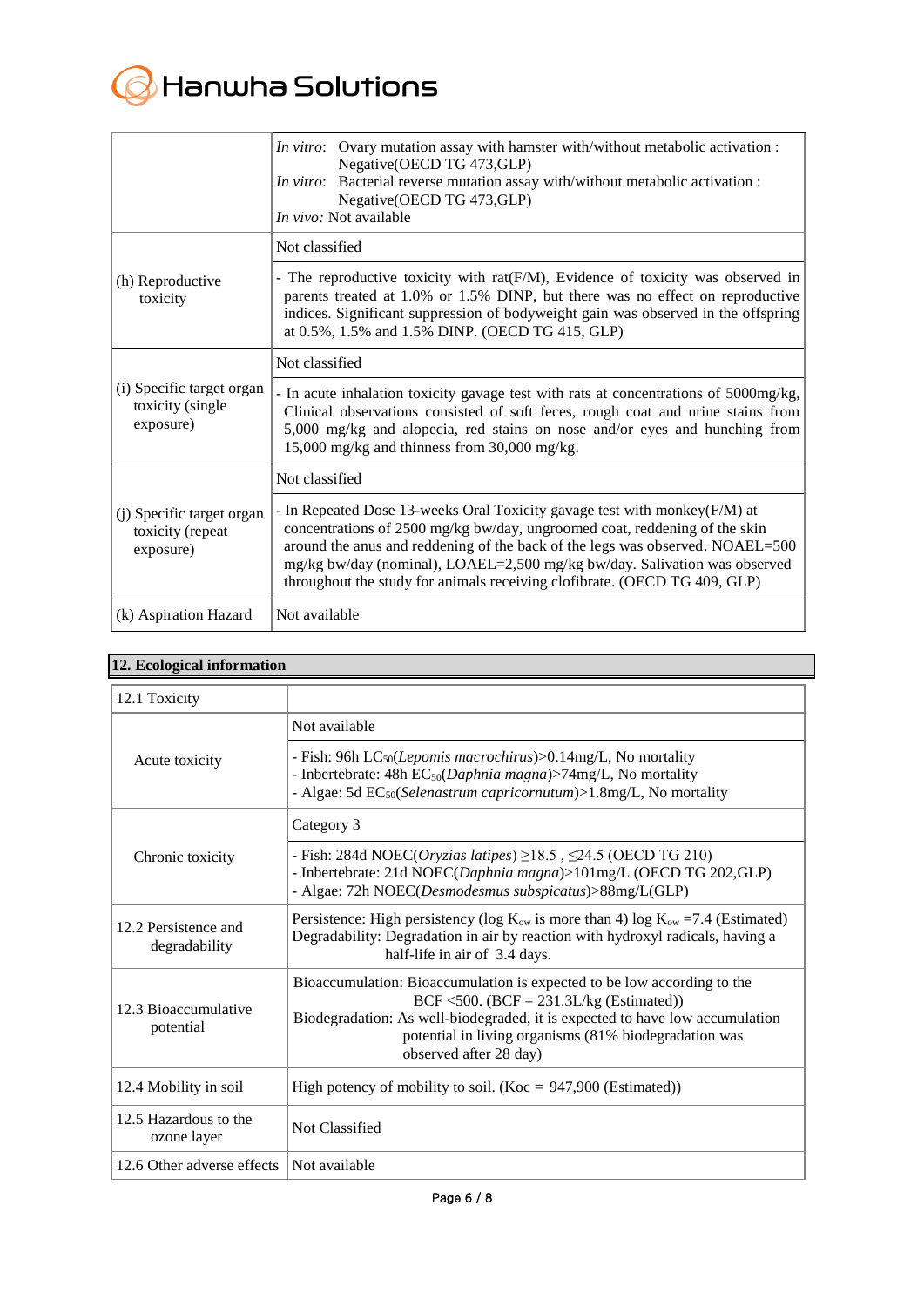| | |
|---|---|
| | *In vitro*: Ovary mutation assay with hamster with/without metabolic activation : Negative(OECD TG 473,GLP)<br>*In vitro*: Bacterial reverse mutation assay with/without metabolic activation : Negative(OECD TG 473,GLP)<br>*In vivo:* Not available |
| (h) Reproductive toxicity | Not classified |
| | - The reproductive toxicity with rat(F/M), Evidence of toxicity was observed in parents treated at 1.0% or 1.5% DINP, but there was no effect on reproductive indices. Significant suppression of bodyweight gain was observed in the offspring at 0.5%, 1.5% and 1.5% DINP. (OECD TG 415, GLP) |
| (i) Specific target organ toxicity (single exposure) | Not classified |
| | - In acute inhalation toxicity gavage test with rats at concentrations of 5000mg/kg, Clinical observations consisted of soft feces, rough coat and urine stains from 5,000 mg/kg and alopecia, red stains on nose and/or eyes and hunching from 15,000 mg/kg and thinness from 30,000 mg/kg. |
| (j) Specific target organ toxicity (repeat exposure) | Not classified |
| | - In Repeated Dose 13-weeks Oral Toxicity gavage test with monkey(F/M) at concentrations of 2500 mg/kg bw/day, ungroomed coat, reddening of the skin around the anus and reddening of the back of the legs was observed. NOAEL=500 mg/kg bw/day (nominal), LOAEL=2,500 mg/kg bw/day. Salivation was observed throughout the study for animals receiving clofibrate. (OECD TG 409, GLP) |
| (k) Aspiration Hazard | Not available |

## 12. Ecological information

| | |
|---|---|
| 12.1 Toxicity | |
| Acute toxicity | Not available |
| | - Fish: 96h $LC_{50}$(*Lepomis macrochirus*)>0.14mg/L, No mortality<br>- Inbertebrate: 48h $EC_{50}$(*Daphnia magna*)>74mg/L, No mortality<br>- Algae: 5d $EC_{50}$(*Selenastrum capricornutum*)>1.8mg/L, No mortality |
| Chronic toxicity | Category 3 |
| | - Fish: 284d NOEC(*Oryzias latipes*) ≥18.5 , ≤24.5 (OECD TG 210)<br>- Inbertebrate: 21d NOEC(*Daphnia magna*)>101mg/L (OECD TG 202,GLP)<br>- Algae: 72h NOEC(*Desmodesmus subspicatus*)>88mg/L(GLP) |
| 12.2 Persistence and degradability | Persistence: High persistency (log $K_{ow}$ is more than 4) log $K_{ow}$ =7.4 (Estimated)<br>Degradability: Degradation in air by reaction with hydroxyl radicals, having a half-life in air of 3.4 days. |
| 12.3 Bioaccumulative potential | Bioaccumulation: Bioaccumulation is expected to be low according to the BCF <500. (BCF = 231.3L/kg (Estimated))<br>Biodegradation: As well-biodegraded, it is expected to have low accumulation potential in living organisms (81% biodegradation was observed after 28 day) |
| 12.4 Mobility in soil | High potency of mobility to soil. (Koc = 947,900 (Estimated)) |
| 12.5 Hazardous to the ozone layer | Not Classified |
| 12.6 Other adverse effects | Not available |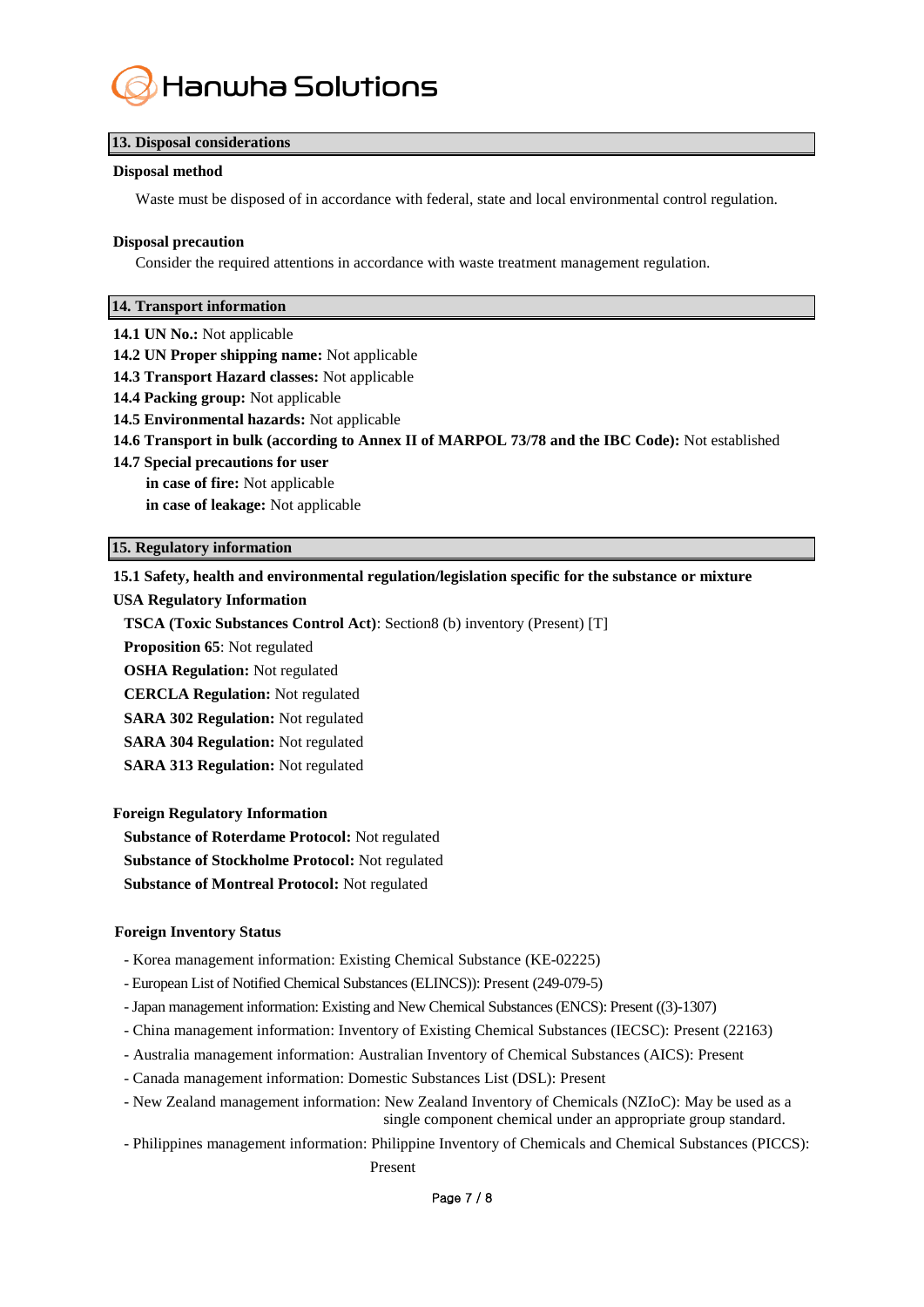## 13. Disposal considerations

**Disposal method**

Waste must be disposed of in accordance with federal, state and local environmental control regulation.

**Disposal precaution**

Consider the required attentions in accordance with waste treatment management regulation.

## 14. Transport information

**14.1 UN No.:** Not applicable

**14.2 UN Proper shipping name:** Not applicable

**14.3 Transport Hazard classes:** Not applicable

**14.4 Packing group:** Not applicable

**14.5 Environmental hazards:** Not applicable

**14.6 Transport in bulk (according to Annex II of MARPOL 73/78 and the IBC Code):** Not established

**14.7 Special precautions for user**

**in case of fire:** Not applicable

**in case of leakage:** Not applicable

## 15. Regulatory information

**15.1 Safety, health and environmental regulation/legislation specific for the substance or mixture**

**USA Regulatory Information**

**TSCA (Toxic Substances Control Act)**: Section8 (b) inventory (Present) [T]

**Proposition 65**: Not regulated

**OSHA Regulation:** Not regulated

**CERCLA Regulation:** Not regulated

**SARA 302 Regulation:** Not regulated

**SARA 304 Regulation:** Not regulated

**SARA 313 Regulation:** Not regulated

**Foreign Regulatory Information**

**Substance of Roterdame Protocol:** Not regulated

**Substance of Stockholme Protocol:** Not regulated

**Substance of Montreal Protocol:** Not regulated

**Foreign Inventory Status**

- Korea management information: Existing Chemical Substance (KE-02225)
- European List of Notified Chemical Substances (ELINCS)): Present (249-079-5)
- Japan management information: Existing and New Chemical Substances (ENCS): Present ((3)-1307)
- China management information: Inventory of Existing Chemical Substances (IECSC): Present (22163)
- Australia management information: Australian Inventory of Chemical Substances (AICS): Present
- Canada management information: Domestic Substances List (DSL): Present
- New Zealand management information: New Zealand Inventory of Chemicals (NZIoC): May be used as a single component chemical under an appropriate group standard.
- Philippines management information: Philippine Inventory of Chemicals and Chemical Substances (PICCS): Present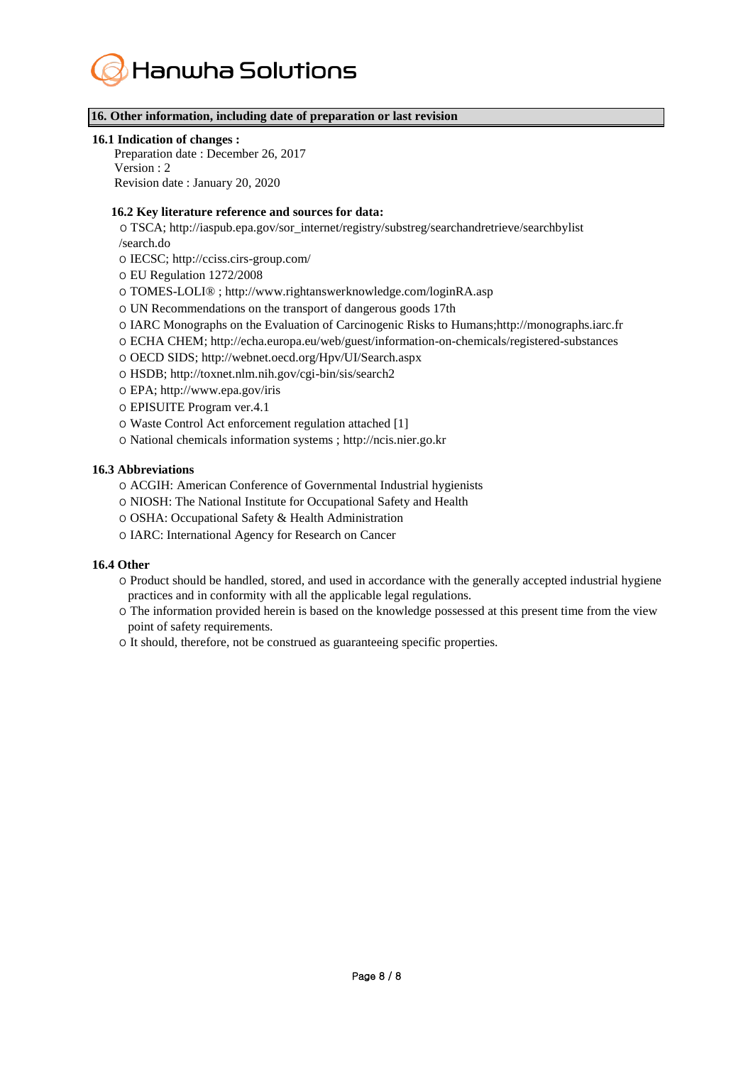## 16. Other information, including date of preparation or last revision

### 16.1 Indication of changes :

Preparation date : December 26, 2017
Version : 2
Revision date : January 20, 2020

### 16.2 Key literature reference and sources for data:

- TSCA; http://iaspub.epa.gov/sor_internet/registry/substreg/searchandretrieve/searchbylist/search.do
- IECSC; http://cciss.cirs-group.com/
- EU Regulation 1272/2008
- TOMES-LOLI® ; http://www.rightanswerknowledge.com/loginRA.asp
- UN Recommendations on the transport of dangerous goods 17th
- IARC Monographs on the Evaluation of Carcinogenic Risks to Humans;http://monographs.iarc.fr
- ECHA CHEM; http://echa.europa.eu/web/guest/information-on-chemicals/registered-substances
- OECD SIDS; http://webnet.oecd.org/Hpv/UI/Search.aspx
- HSDB; http://toxnet.nlm.nih.gov/cgi-bin/sis/search2
- EPA; http://www.epa.gov/iris
- EPISUITE Program ver.4.1
- Waste Control Act enforcement regulation attached [1]
- National chemicals information systems ; http://ncis.nier.go.kr

### 16.3 Abbreviations

- ACGIH: American Conference of Governmental Industrial hygienists
- NIOSH: The National Institute for Occupational Safety and Health
- OSHA: Occupational Safety & Health Administration
- IARC: International Agency for Research on Cancer

### 16.4 Other

- Product should be handled, stored, and used in accordance with the generally accepted industrial hygiene practices and in conformity with all the applicable legal regulations.
- The information provided herein is based on the knowledge possessed at this present time from the view point of safety requirements.
- It should, therefore, not be construed as guaranteeing specific properties.